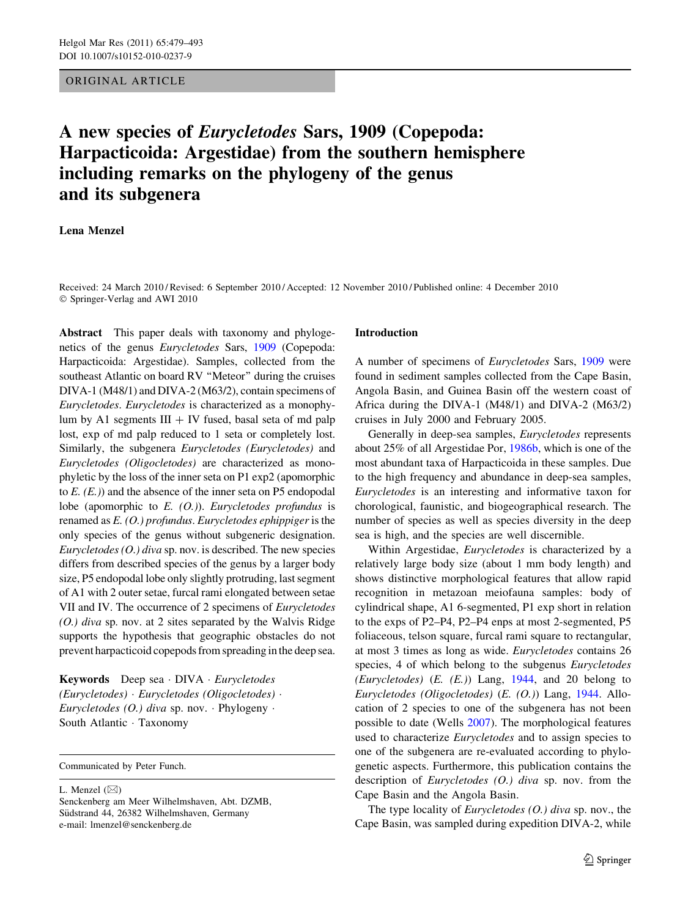ORIGINAL ARTICLE

# A new species of *Eurycletodes* Sars, 1909 (Copepoda: Harpacticoida: Argestidae) from the southern hemisphere including remarks on the phylogeny of the genus and its subgenera

**Lena Menzel**

Received: 24 March 2010 / Revised: 6 September 2010 / Accepted: 12 November 2010 / Published online: 4 December 2010
© Springer-Verlag and AWI 2010

**Abstract** This paper deals with taxonomy and phylogenetics of the genus *Eurycletodes* Sars, 1909 (Copepoda: Harpacticoida: Argestidae). Samples, collected from the southeast Atlantic on board RV "Meteor" during the cruises DIVA-1 (M48/1) and DIVA-2 (M63/2), contain specimens of *Eurycletodes*. *Eurycletodes* is characterized as a monophylum by A1 segments III + IV fused, basal seta of md palp lost, exp of md palp reduced to 1 seta or completely lost. Similarly, the subgenera *Eurycletodes (Eurycletodes)* and *Eurycletodes (Oligocletodes)* are characterized as monophyletic by the loss of the inner seta on P1 exp2 (apomorphic to *E. (E.)*) and the absence of the inner seta on P5 endopodal lobe (apomorphic to *E. (O.)*). *Eurycletodes profundus* is renamed as *E. (O.) profundus*. *Eurycletodes ephippiger* is the only species of the genus without subgeneric designation. *Eurycletodes (O.) diva* sp. nov. is described. The new species differs from described species of the genus by a larger body size, P5 endopodal lobe only slightly protruding, last segment of A1 with 2 outer setae, furcal rami elongated between setae VII and IV. The occurrence of 2 specimens of *Eurycletodes (O.) diva* sp. nov. at 2 sites separated by the Walvis Ridge supports the hypothesis that geographic obstacles do not prevent harpacticoid copepods from spreading in the deep sea.

**Keywords** Deep sea · DIVA · *Eurycletodes (Eurycletodes)* · *Eurycletodes (Oligocletodes)* · *Eurycletodes (O.) diva* sp. nov. · Phylogeny · South Atlantic · Taxonomy

Communicated by Peter Funch.

L. Menzel (✉)
Senckenberg am Meer Wilhelmshaven, Abt. DZMB, Südstrand 44, 26382 Wilhelmshaven, Germany
e-mail: lmenzel@senckenberg.de

## Introduction

A number of specimens of *Eurycletodes* Sars, 1909 were found in sediment samples collected from the Cape Basin, Angola Basin, and Guinea Basin off the western coast of Africa during the DIVA-1 (M48/1) and DIVA-2 (M63/2) cruises in July 2000 and February 2005.

Generally in deep-sea samples, *Eurycletodes* represents about 25% of all Argestidae Por, 1986b, which is one of the most abundant taxa of Harpacticoida in these samples. Due to the high frequency and abundance in deep-sea samples, *Eurycletodes* is an interesting and informative taxon for chorological, faunistic, and biogeographical research. The number of species as well as species diversity in the deep sea is high, and the species are well discernible.

Within Argestidae, *Eurycletodes* is characterized by a relatively large body size (about 1 mm body length) and shows distinctive morphological features that allow rapid recognition in metazoan meiofauna samples: body of cylindrical shape, A1 6-segmented, P1 exp short in relation to the exps of P2–P4, P2–P4 enps at most 2-segmented, P5 foliaceous, telson square, furcal rami square to rectangular, at most 3 times as long as wide. *Eurycletodes* contains 26 species, 4 of which belong to the subgenus *Eurycletodes (Eurycletodes)* (*E. (E.)*) Lang, 1944, and 20 belong to *Eurycletodes (Oligocletodes)* (*E. (O.)*) Lang, 1944. Allocation of 2 species to one of the subgenera has not been possible to date (Wells 2007). The morphological features used to characterize *Eurycletodes* and to assign species to one of the subgenera are re-evaluated according to phylogenetic aspects. Furthermore, this publication contains the description of *Eurycletodes (O.) diva* sp. nov. from the Cape Basin and the Angola Basin.

The type locality of *Eurycletodes (O.) diva* sp. nov., the Cape Basin, was sampled during expedition DIVA-2, while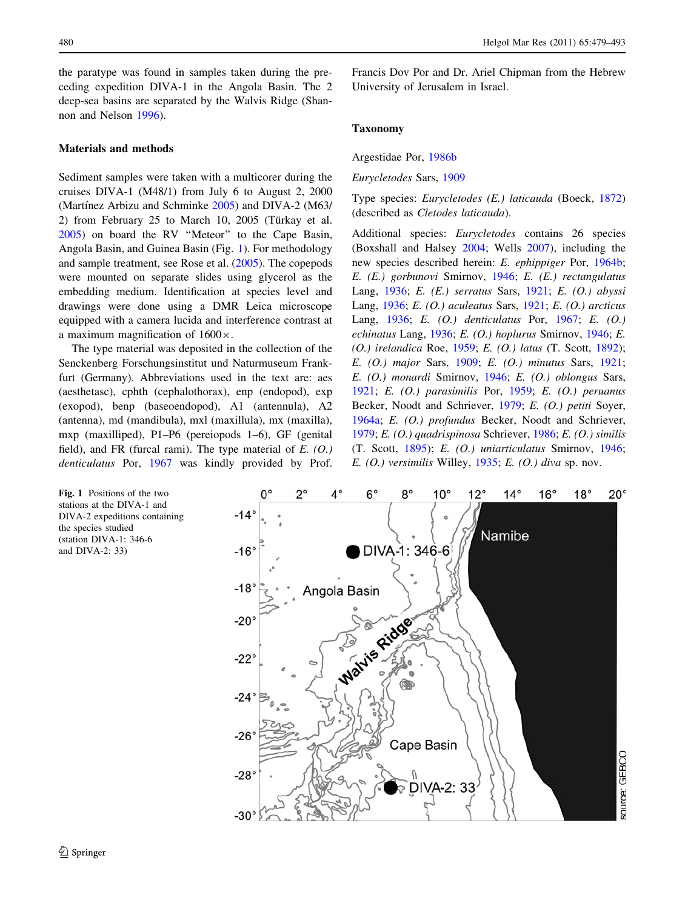the paratype was found in samples taken during the preceding expedition DIVA-1 in the Angola Basin. The 2 deep-sea basins are separated by the Walvis Ridge (Shannon and Nelson 1996).

## Materials and methods

Sediment samples were taken with a multicorer during the cruises DIVA-1 (M48/1) from July 6 to August 2, 2000 (Martínez Arbizu and Schminke 2005) and DIVA-2 (M63/2) from February 25 to March 10, 2005 (Türkay et al. 2005) on board the RV "Meteor" to the Cape Basin, Angola Basin, and Guinea Basin (Fig. 1). For methodology and sample treatment, see Rose et al. (2005). The copepods were mounted on separate slides using glycerol as the embedding medium. Identification at species level and drawings were done using a DMR Leica microscope equipped with a camera lucida and interference contrast at a maximum magnification of 1600×.

The type material was deposited in the collection of the Senckenberg Forschungsinstitut und Naturmuseum Frankfurt (Germany). Abbreviations used in the text are: aes (aesthetasc), cphth (cephalothorax), enp (endopod), exp (exopod), benp (baseoendopod), A1 (antennula), A2 (antenna), md (mandibula), mxl (maxillula), mx (maxilla), mxp (maxilliped), P1–P6 (pereiopods 1–6), GF (genital field), and FR (furcal rami). The type material of *E. (O.) denticulatus* Por, 1967 was kindly provided by Prof. Francis Dov Por and Dr. Ariel Chipman from the Hebrew University of Jerusalem in Israel.

## Taxonomy

Argestidae Por, 1986b

*Eurycletodes* Sars, 1909

Type species: *Eurycletodes (E.) laticauda* (Boeck, 1872) (described as *Cletodes laticauda*).

Additional species: *Eurycletodes* contains 26 species (Boxshall and Halsey 2004; Wells 2007), including the new species described herein: *E. ephippiger* Por, 1964b; *E. (E.) gorbunovi* Smirnov, 1946; *E. (E.) rectangulatus* Lang, 1936; *E. (E.) serratus* Sars, 1921; *E. (O.) abyssi* Lang, 1936; *E. (O.) aculeatus* Sars, 1921; *E. (O.) arcticus* Lang, 1936; *E. (O.) denticulatus* Por, 1967; *E. (O.) echinatus* Lang, 1936; *E. (O.) hoplurus* Smirnov, 1946; *E. (O.) irelandica* Roe, 1959; *E. (O.) latus* (T. Scott, 1892); *E. (O.) major* Sars, 1909; *E. (O.) minutus* Sars, 1921; *E. (O.) monardi* Smirnov, 1946; *E. (O.) oblongus* Sars, 1921; *E. (O.) parasimilis* Por, 1959; *E. (O.) peruanus* Becker, Noodt and Schriever, 1979; *E. (O.) petiti* Soyer, 1964a; *E. (O.) profundus* Becker, Noodt and Schriever, 1979; *E. (O.) quadrispinosa* Schriever, 1986; *E. (O.) similis* (T. Scott, 1895); *E. (O.) uniarticulatus* Smirnov, 1946; *E. (O.) versimilis* Willey, 1935; *E. (O.) diva* sp. nov.

**Fig. 1** Positions of the two stations at the DIVA-1 and DIVA-2 expeditions containing the species studied (station DIVA-1: 346-6 and DIVA-2: 33)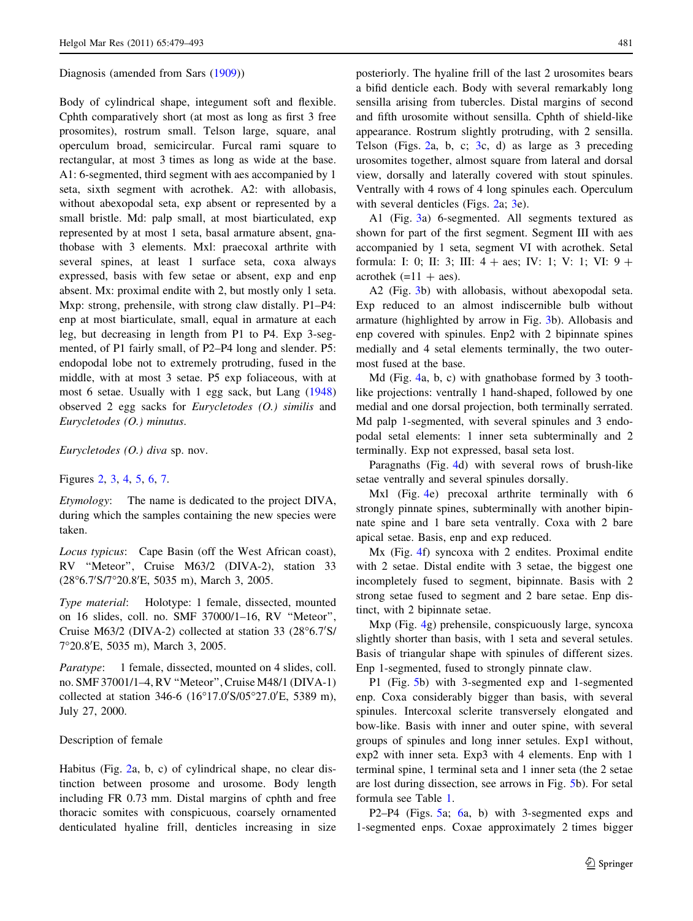Diagnosis (amended from Sars (1909))

Body of cylindrical shape, integument soft and flexible. Cphth comparatively short (at most as long as first 3 free prosomites), rostrum small. Telson large, square, anal operculum broad, semicircular. Furcal rami square to rectangular, at most 3 times as long as wide at the base. A1: 6-segmented, third segment with aes accompanied by 1 seta, sixth segment with acrothek. A2: with allobasis, without abexopodal seta, exp absent or represented by a small bristle. Md: palp small, at most biarticulated, exp represented by at most 1 seta, basal armature absent, gnathobase with 3 elements. Mxl: praecoxal arthrite with several spines, at least 1 surface seta, coxa always expressed, basis with few setae or absent, enp and exp absent. Mx: proximal endite with 2, but mostly only 1 seta. Mxp: strong, prehensile, with strong claw distally. P1–P4: enp at most biarticulate, small, equal in armature at each leg, but decreasing in length from P1 to P4. Exp 3-segmented, of P1 fairly small, of P2–P4 long and slender. P5: endopodal lobe not to extremely protruding, fused in the middle, with at most 3 setae. P5 exp foliaceous, with at most 6 setae. Usually with 1 egg sack, but Lang (1948) observed 2 egg sacks for *Eurycletodes (O.) similis* and *Eurycletodes (O.) minutus*.

*Eurycletodes (O.) diva* sp. nov.

Figures 2, 3, 4, 5, 6, 7.

*Etymology*: The name is dedicated to the project DIVA, during which the samples containing the new species were taken.

*Locus typicus*: Cape Basin (off the West African coast), RV "Meteor", Cruise M63/2 (DIVA-2), station 33 (28°6.7′S/7°20.8′E, 5035 m), March 3, 2005.

*Type material*: Holotype: 1 female, dissected, mounted on 16 slides, coll. no. SMF 37000/1–16, RV "Meteor", Cruise M63/2 (DIVA-2) collected at station 33 (28°6.7′S/7°20.8′E, 5035 m), March 3, 2005.

*Paratype*: 1 female, dissected, mounted on 4 slides, coll. no. SMF 37001/1–4, RV "Meteor", Cruise M48/1 (DIVA-1) collected at station 346-6 (16°17.0′S/05°27.0′E, 5389 m), July 27, 2000.

Description of female

Habitus (Fig. 2a, b, c) of cylindrical shape, no clear distinction between prosome and urosome. Body length including FR 0.73 mm. Distal margins of cphth and free thoracic somites with conspicuous, coarsely ornamented denticulated hyaline frill, denticles increasing in size posteriorly. The hyaline frill of the last 2 urosomites bears a bifid denticle each. Body with several remarkably long sensilla arising from tubercles. Distal margins of second and fifth urosomite without sensilla. Cphth of shield-like appearance. Rostrum slightly protruding, with 2 sensilla. Telson (Figs. 2a, b, c; 3c, d) as large as 3 preceding urosomites together, almost square from lateral and dorsal view, dorsally and laterally covered with stout spinules. Ventrally with 4 rows of 4 long spinules each. Operculum with several denticles (Figs. 2a; 3e).

A1 (Fig. 3a) 6-segmented. All segments textured as shown for part of the first segment. Segment III with aes accompanied by 1 seta, segment VI with acrothek. Setal formula: I: 0; II: 3; III: 4 + aes; IV: 1; V: 1; VI: 9 + acrothek (=11 + aes).

A2 (Fig. 3b) with allobasis, without abexopodal seta. Exp reduced to an almost indiscernible bulb without armature (highlighted by arrow in Fig. 3b). Allobasis and enp covered with spinules. Enp2 with 2 bipinnate spines medially and 4 setal elements terminally, the two outermost fused at the base.

Md (Fig. 4a, b, c) with gnathobase formed by 3 tooth-like projections: ventrally 1 hand-shaped, followed by one medial and one dorsal projection, both terminally serrated. Md palp 1-segmented, with several spinules and 3 endopodal setal elements: 1 inner seta subterminally and 2 terminally. Exp not expressed, basal seta lost.

Paragnaths (Fig. 4d) with several rows of brush-like setae ventrally and several spinules dorsally.

Mxl (Fig. 4e) precoxal arthrite terminally with 6 strongly pinnate spines, subterminally with another bipinnate spine and 1 bare seta ventrally. Coxa with 2 bare apical setae. Basis, enp and exp reduced.

Mx (Fig. 4f) syncoxa with 2 endites. Proximal endite with 2 setae. Distal endite with 3 setae, the biggest one incompletely fused to segment, bipinnate. Basis with 2 strong setae fused to segment and 2 bare setae. Enp distinct, with 2 bipinnate setae.

Mxp (Fig. 4g) prehensile, conspicuously large, syncoxa slightly shorter than basis, with 1 seta and several setules. Basis of triangular shape with spinules of different sizes. Enp 1-segmented, fused to strongly pinnate claw.

P1 (Fig. 5b) with 3-segmented exp and 1-segmented enp. Coxa considerably bigger than basis, with several spinules. Intercoxal sclerite transversely elongated and bow-like. Basis with inner and outer spine, with several groups of spinules and long inner setules. Exp1 without, exp2 with inner seta. Exp3 with 4 elements. Enp with 1 terminal spine, 1 terminal seta and 1 inner seta (the 2 setae are lost during dissection, see arrows in Fig. 5b). For setal formula see Table 1.

P2–P4 (Figs. 5a; 6a, b) with 3-segmented exps and 1-segmented enps. Coxae approximately 2 times bigger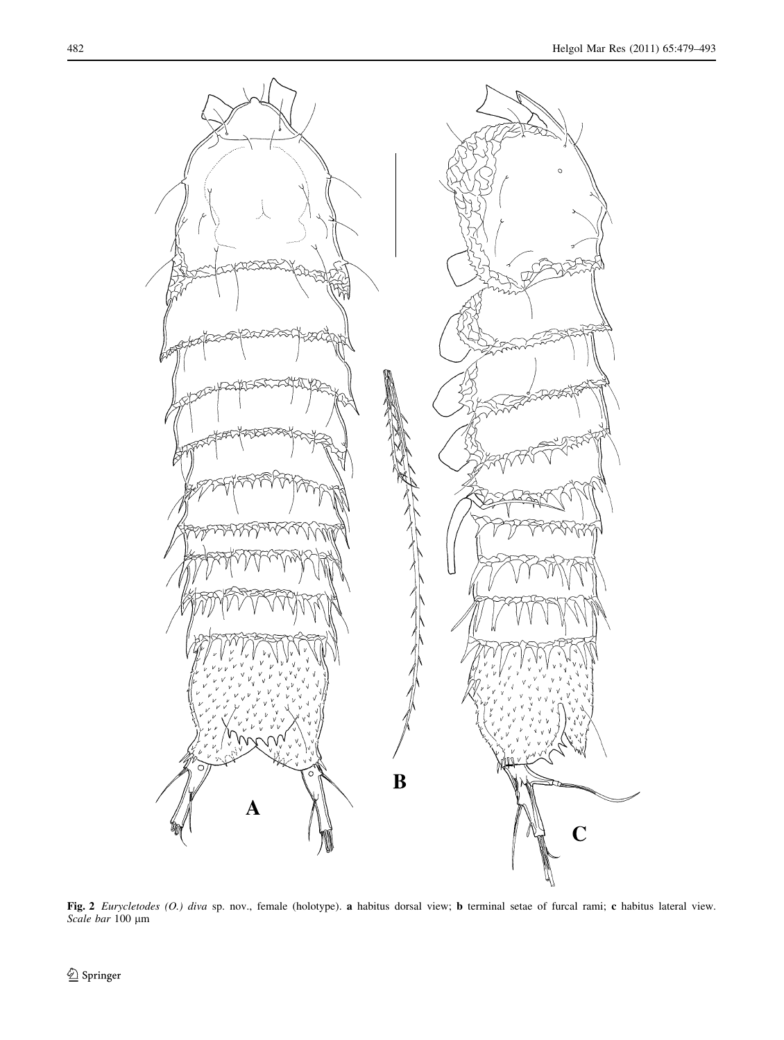**Fig. 2** *Eurycletodes (O.) diva* sp. nov., female (holotype). **a** habitus dorsal view; **b** terminal setae of furcal rami; **c** habitus lateral view. *Scale bar* 100 μm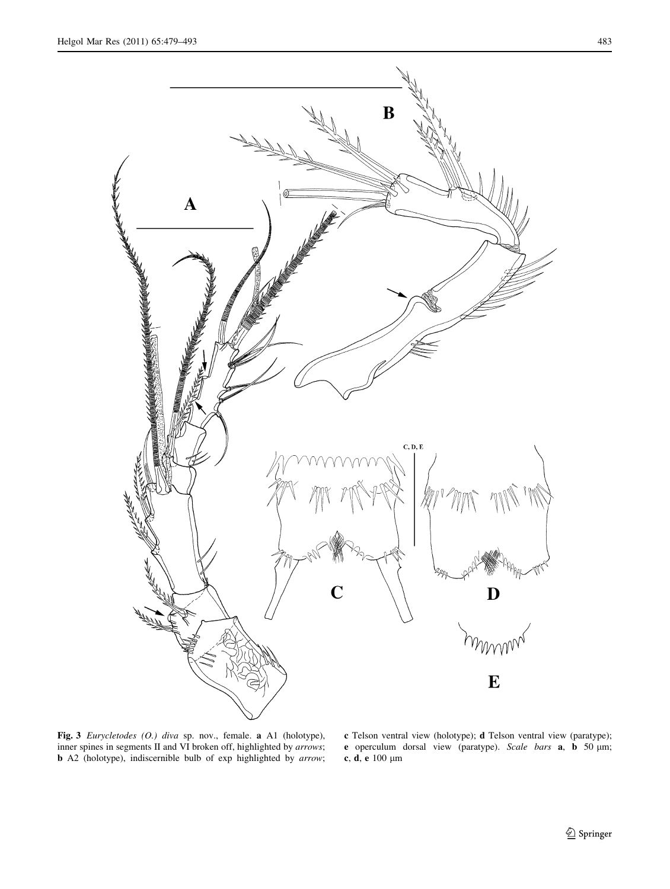**Fig. 3** *Eurycletodes (O.) diva* sp. nov., female. **a** A1 (holotype), inner spines in segments II and VI broken off, highlighted by *arrows*; **b** A2 (holotype), indiscernible bulb of exp highlighted by *arrow*; **c** Telson ventral view (holotype); **d** Telson ventral view (paratype); **e** operculum dorsal view (paratype). *Scale bars* **a**, **b** 50 μm; **c**, **d**, **e** 100 μm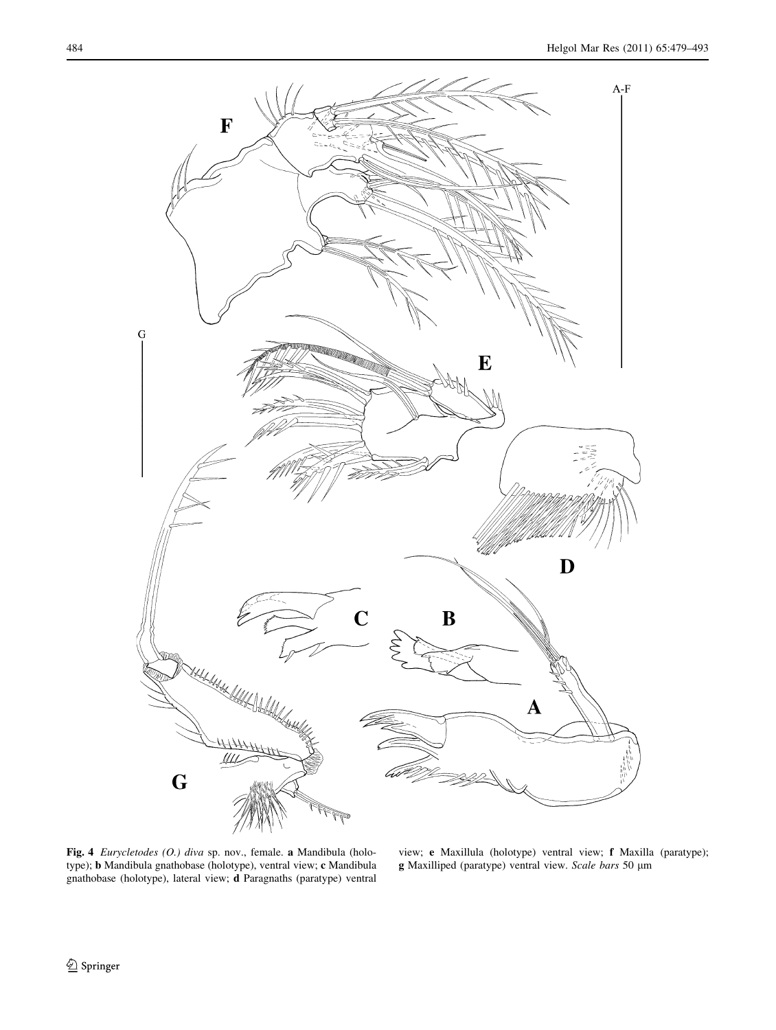**Fig. 4** *Eurycletodes (O.) diva* sp. nov., female. **a** Mandibula (holotype); **b** Mandibula gnathobase (holotype), ventral view; **c** Mandibula gnathobase (holotype), lateral view; **d** Paragnaths (paratype) ventral view; **e** Maxillula (holotype) ventral view; **f** Maxilla (paratype); **g** Maxilliped (paratype) ventral view. *Scale bars* 50 μm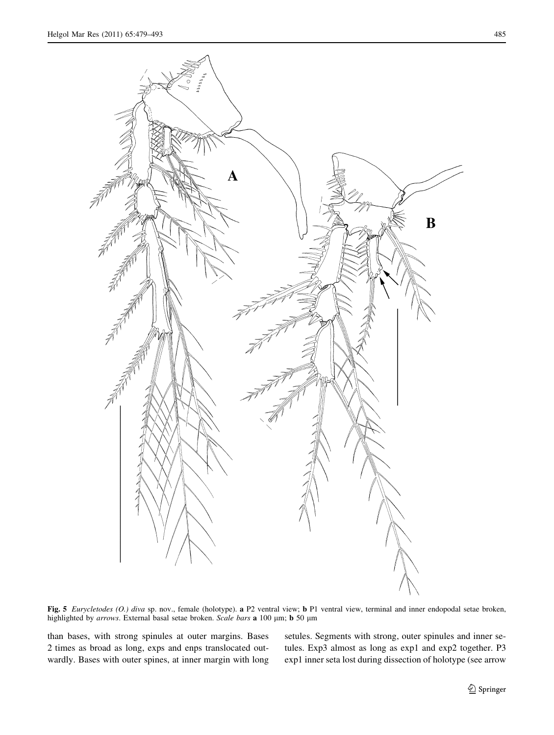**Fig. 5** *Eurycletodes (O.) diva* sp. nov., female (holotype). **a** P2 ventral view; **b** P1 ventral view, terminal and inner endopodal setae broken, highlighted by *arrows*. External basal setae broken. *Scale bars* **a** 100 μm; **b** 50 μm

than bases, with strong spinules at outer margins. Bases 2 times as broad as long, exps and enps translocated outwardly. Bases with outer spines, at inner margin with long setules. Segments with strong, outer spinules and inner setules. Exp3 almost as long as exp1 and exp2 together. P3 exp1 inner seta lost during dissection of holotype (see arrow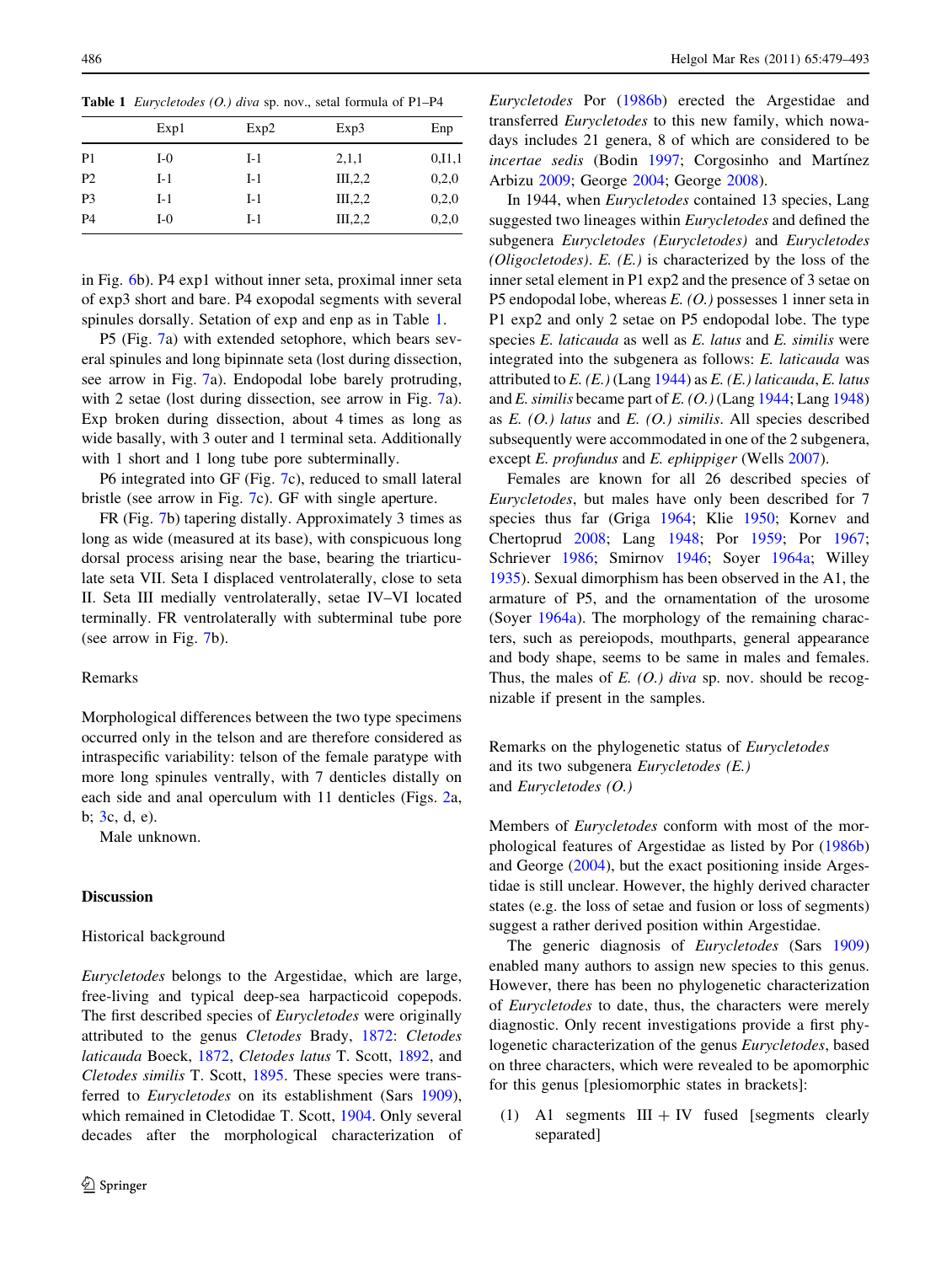**Table 1** *Eurycletodes (O.) diva* sp. nov., setal formula of P1–P4

| | Exp1 | Exp2 | Exp3 | Enp |
|---|---|---|---|---|
| P1 | I-0 | I-1 | 2,1,1 | 0,I1,1 |
| P2 | I-1 | I-1 | III,2,2 | 0,2,0 |
| P3 | I-1 | I-1 | III,2,2 | 0,2,0 |
| P4 | I-0 | I-1 | III,2,2 | 0,2,0 |

in Fig. 6b). P4 exp1 without inner seta, proximal inner seta of exp3 short and bare. P4 exopodal segments with several spinules dorsally. Setation of exp and enp as in Table 1.

P5 (Fig. 7a) with extended setophore, which bears several spinules and long bipinnate seta (lost during dissection, see arrow in Fig. 7a). Endopodal lobe barely protruding, with 2 setae (lost during dissection, see arrow in Fig. 7a). Exp broken during dissection, about 4 times as long as wide basally, with 3 outer and 1 terminal seta. Additionally with 1 short and 1 long tube pore subterminally.

P6 integrated into GF (Fig. 7c), reduced to small lateral bristle (see arrow in Fig. 7c). GF with single aperture.

FR (Fig. 7b) tapering distally. Approximately 3 times as long as wide (measured at its base), with conspicuous long dorsal process arising near the base, bearing the triarticulate seta VII. Seta I displaced ventrolaterally, close to seta II. Seta III medially ventrolaterally, setae IV–VI located terminally. FR ventrolaterally with subterminal tube pore (see arrow in Fig. 7b).

Remarks

Morphological differences between the two type specimens occurred only in the telson and are therefore considered as intraspecific variability: telson of the female paratype with more long spinules ventrally, with 7 denticles distally on each side and anal operculum with 11 denticles (Figs. 2a, b; 3c, d, e).

Male unknown.

## Discussion

### Historical background

*Eurycletodes* belongs to the Argestidae, which are large, free-living and typical deep-sea harpacticoid copepods. The first described species of *Eurycletodes* were originally attributed to the genus *Cletodes* Brady, 1872: *Cletodes laticauda* Boeck, 1872, *Cletodes latus* T. Scott, 1892, and *Cletodes similis* T. Scott, 1895. These species were transferred to *Eurycletodes* on its establishment (Sars 1909), which remained in Cletodidae T. Scott, 1904. Only several decades after the morphological characterization of *Eurycletodes* Por (1986b) erected the Argestidae and transferred *Eurycletodes* to this new family, which nowadays includes 21 genera, 8 of which are considered to be *incertae sedis* (Bodin 1997; Corgosinho and Martínez Arbizu 2009; George 2004; George 2008).

In 1944, when *Eurycletodes* contained 13 species, Lang suggested two lineages within *Eurycletodes* and defined the subgenera *Eurycletodes (Eurycletodes)* and *Eurycletodes (Oligocletodes)*. *E. (E.)* is characterized by the loss of the inner setal element in P1 exp2 and the presence of 3 setae on P5 endopodal lobe, whereas *E. (O.)* possesses 1 inner seta in P1 exp2 and only 2 setae on P5 endopodal lobe. The type species *E. laticauda* as well as *E. latus* and *E. similis* were integrated into the subgenera as follows: *E. laticauda* was attributed to *E. (E.)* (Lang 1944) as *E. (E.) laticauda*, *E. latus* and *E. similis* became part of *E. (O.)* (Lang 1944; Lang 1948) as *E. (O.) latus* and *E. (O.) similis*. All species described subsequently were accommodated in one of the 2 subgenera, except *E. profundus* and *E. ephippiger* (Wells 2007).

Females are known for all 26 described species of *Eurycletodes*, but males have only been described for 7 species thus far (Griga 1964; Klie 1950; Kornev and Chertoprud 2008; Lang 1948; Por 1959; Por 1967; Schriever 1986; Smirnov 1946; Soyer 1964a; Willey 1935). Sexual dimorphism has been observed in the A1, the armature of P5, and the ornamentation of the urosome (Soyer 1964a). The morphology of the remaining characters, such as pereiopods, mouthparts, general appearance and body shape, seems to be same in males and females. Thus, the males of *E. (O.) diva* sp. nov. should be recognizable if present in the samples.

### Remarks on the phylogenetic status of *Eurycletodes* and its two subgenera *Eurycletodes (E.)* and *Eurycletodes (O.)*

Members of *Eurycletodes* conform with most of the morphological features of Argestidae as listed by Por (1986b) and George (2004), but the exact positioning inside Argestidae is still unclear. However, the highly derived character states (e.g. the loss of setae and fusion or loss of segments) suggest a rather derived position within Argestidae.

The generic diagnosis of *Eurycletodes* (Sars 1909) enabled many authors to assign new species to this genus. However, there has been no phylogenetic characterization of *Eurycletodes* to date, thus, the characters were merely diagnostic. Only recent investigations provide a first phylogenetic characterization of the genus *Eurycletodes*, based on three characters, which were revealed to be apomorphic for this genus [plesiomorphic states in brackets]:

(1) A1 segments III + IV fused [segments clearly separated]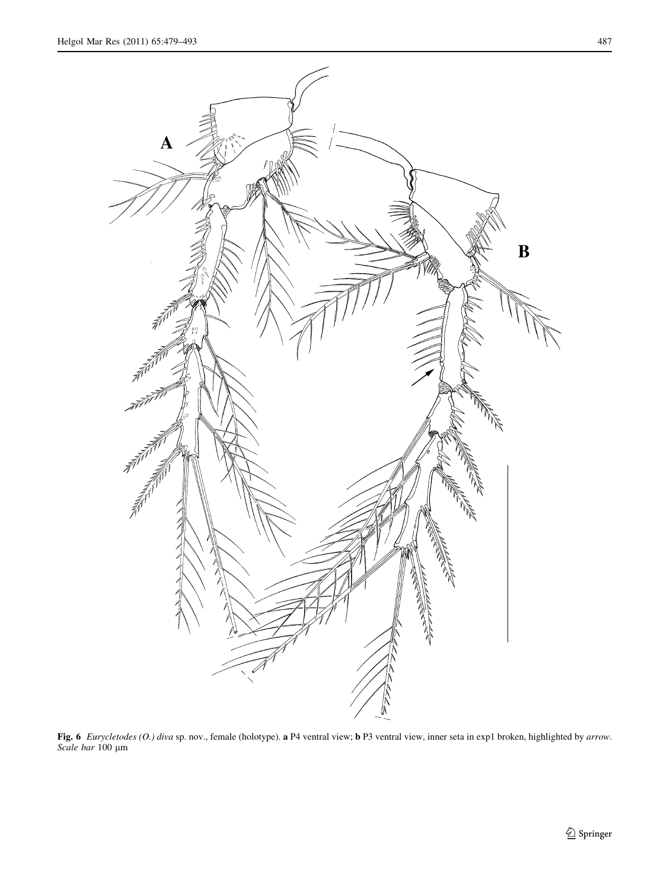**Fig. 6** *Eurycletodes (O.) diva* sp. nov., female (holotype). **a** P4 ventral view; **b** P3 ventral view, inner seta in exp1 broken, highlighted by *arrow*. *Scale bar* 100 μm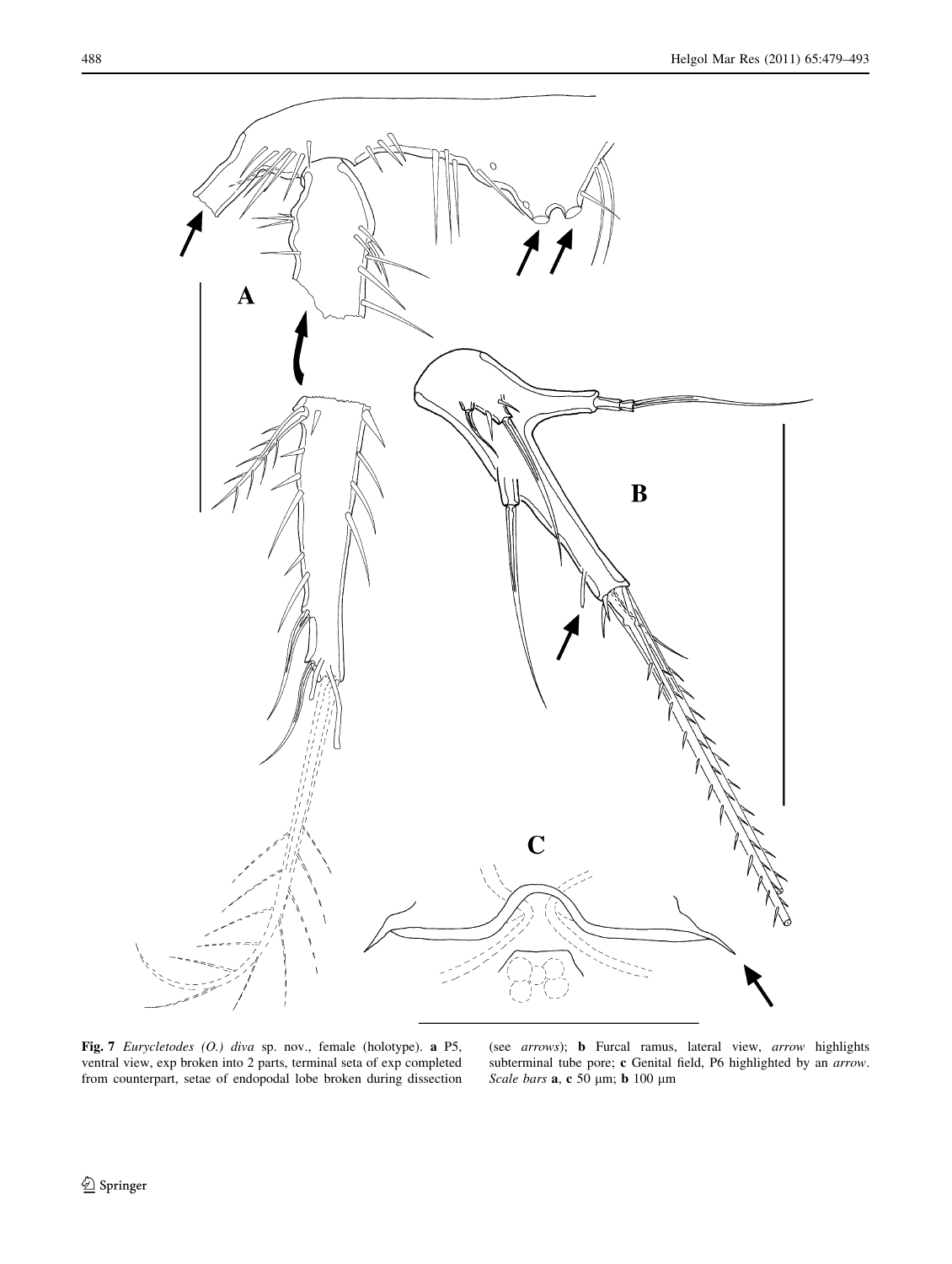**Fig. 7** *Eurycletodes (O.) diva* sp. nov., female (holotype). **a** P5, ventral view, exp broken into 2 parts, terminal seta of exp completed from counterpart, setae of endopodal lobe broken during dissection (see *arrows*); **b** Furcal ramus, lateral view, *arrow* highlights subterminal tube pore; **c** Genital field, P6 highlighted by an *arrow*. *Scale bars* **a**, **c** 50 μm; **b** 100 μm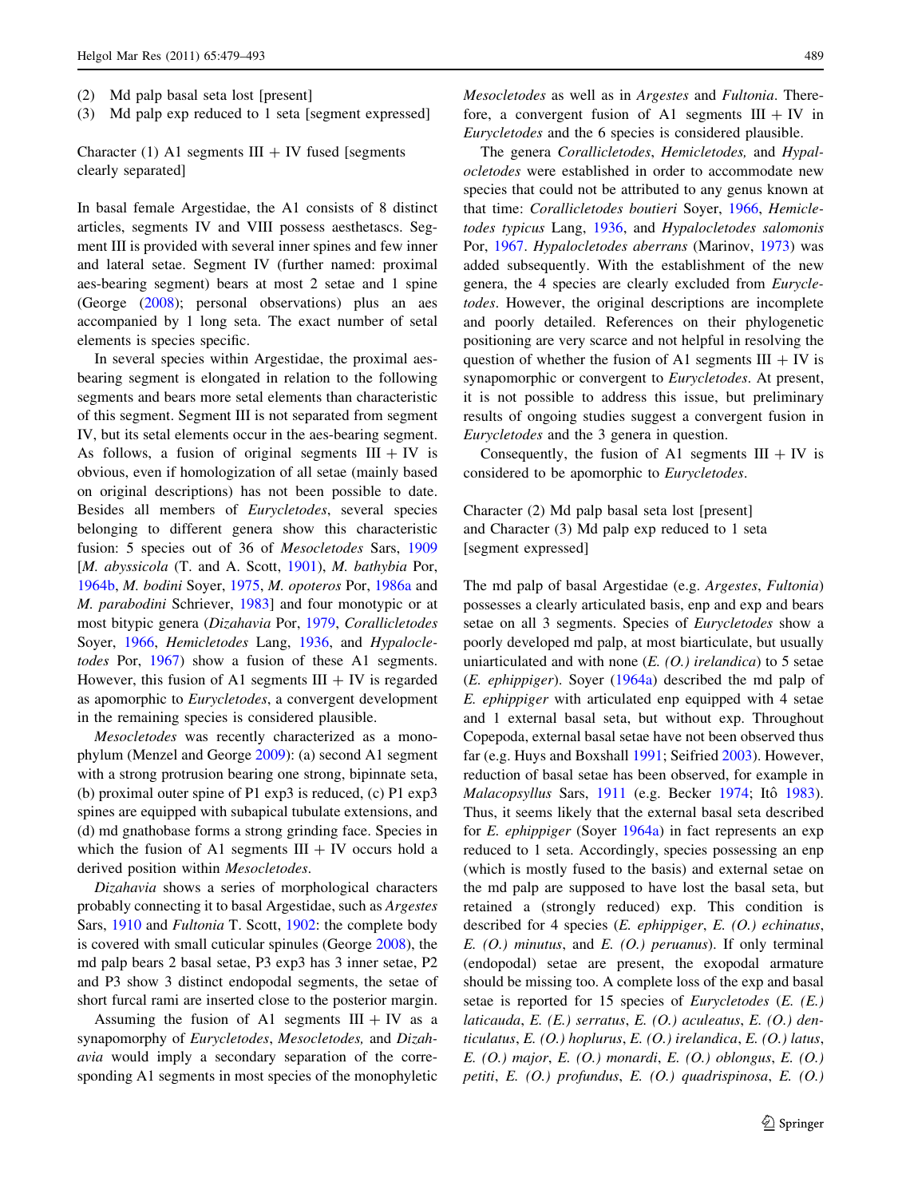(2) Md palp basal seta lost [present]
(3) Md palp exp reduced to 1 seta [segment expressed]

Character (1) A1 segments III + IV fused [segments clearly separated]

In basal female Argestidae, the A1 consists of 8 distinct articles, segments IV and VIII possess aesthetascs. Segment III is provided with several inner spines and few inner and lateral setae. Segment IV (further named: proximal aes-bearing segment) bears at most 2 setae and 1 spine (George (2008); personal observations) plus an aes accompanied by 1 long seta. The exact number of setal elements is species specific.

In several species within Argestidae, the proximal aes-bearing segment is elongated in relation to the following segments and bears more setal elements than characteristic of this segment. Segment III is not separated from segment IV, but its setal elements occur in the aes-bearing segment. As follows, a fusion of original segments III + IV is obvious, even if homologization of all setae (mainly based on original descriptions) has not been possible to date. Besides all members of *Eurycletodes*, several species belonging to different genera show this characteristic fusion: 5 species out of 36 of *Mesocletodes* Sars, 1909 [*M. abyssicola* (T. and A. Scott, 1901), *M. bathybia* Por, 1964b, *M. bodini* Soyer, 1975, *M. opoteros* Por, 1986a and *M. parabodini* Schriever, 1983] and four monotypic or at most bitypic genera (*Dizahavia* Por, 1979, *Corallicletodes* Soyer, 1966, *Hemicletodes* Lang, 1936, and *Hypalocletodes* Por, 1967) show a fusion of these A1 segments. However, this fusion of A1 segments III + IV is regarded as apomorphic to *Eurycletodes*, a convergent development in the remaining species is considered plausible.

*Mesocletodes* was recently characterized as a monophylum (Menzel and George 2009): (a) second A1 segment with a strong protrusion bearing one strong, bipinnate seta, (b) proximal outer spine of P1 exp3 is reduced, (c) P1 exp3 spines are equipped with subapical tubulate extensions, and (d) md gnathobase forms a strong grinding face. Species in which the fusion of A1 segments III + IV occurs hold a derived position within *Mesocletodes*.

*Dizahavia* shows a series of morphological characters probably connecting it to basal Argestidae, such as *Argestes* Sars, 1910 and *Fultonia* T. Scott, 1902: the complete body is covered with small cuticular spinules (George 2008), the md palp bears 2 basal setae, P3 exp3 has 3 inner setae, P2 and P3 show 3 distinct endopodal segments, the setae of short furcal rami are inserted close to the posterior margin.

Assuming the fusion of A1 segments III + IV as a synapomorphy of *Eurycletodes*, *Mesocletodes,* and *Dizahavia* would imply a secondary separation of the corresponding A1 segments in most species of the monophyletic *Mesocletodes* as well as in *Argestes* and *Fultonia*. Therefore, a convergent fusion of A1 segments III + IV in *Eurycletodes* and the 6 species is considered plausible.

The genera *Corallicletodes*, *Hemicletodes,* and *Hypalocletodes* were established in order to accommodate new species that could not be attributed to any genus known at that time: *Corallicletodes boutieri* Soyer, 1966, *Hemicletodes typicus* Lang, 1936, and *Hypalocletodes salomonis* Por, 1967. *Hypalocletodes aberrans* (Marinov, 1973) was added subsequently. With the establishment of the new genera, the 4 species are clearly excluded from *Eurycletodes*. However, the original descriptions are incomplete and poorly detailed. References on their phylogenetic positioning are very scarce and not helpful in resolving the question of whether the fusion of A1 segments III + IV is synapomorphic or convergent to *Eurycletodes*. At present, it is not possible to address this issue, but preliminary results of ongoing studies suggest a convergent fusion in *Eurycletodes* and the 3 genera in question.

Consequently, the fusion of A1 segments III + IV is considered to be apomorphic to *Eurycletodes*.

Character (2) Md palp basal seta lost [present]
and Character (3) Md palp exp reduced to 1 seta [segment expressed]

The md palp of basal Argestidae (e.g. *Argestes*, *Fultonia*) possesses a clearly articulated basis, enp and exp and bears setae on all 3 segments. Species of *Eurycletodes* show a poorly developed md palp, at most biarticulate, but usually uniarticulated and with none (*E. (O.) irelandica*) to 5 setae (*E. ephippiger*). Soyer (1964a) described the md palp of *E. ephippiger* with articulated enp equipped with 4 setae and 1 external basal seta, but without exp. Throughout Copepoda, external basal setae have not been observed thus far (e.g. Huys and Boxshall 1991; Seifried 2003). However, reduction of basal setae has been observed, for example in *Malacopsyllus* Sars, 1911 (e.g. Becker 1974; Itô 1983). Thus, it seems likely that the external basal seta described for *E. ephippiger* (Soyer 1964a) in fact represents an exp reduced to 1 seta. Accordingly, species possessing an enp (which is mostly fused to the basis) and external setae on the md palp are supposed to have lost the basal seta, but retained a (strongly reduced) exp. This condition is described for 4 species (*E. ephippiger*, *E. (O.) echinatus*, *E. (O.) minutus*, and *E. (O.) peruanus*). If only terminal (endopodal) setae are present, the exopodal armature should be missing too. A complete loss of the exp and basal setae is reported for 15 species of *Eurycletodes* (*E. (E.) laticauda*, *E. (E.) serratus*, *E. (O.) aculeatus*, *E. (O.) denticulatus*, *E. (O.) hoplurus*, *E. (O.) irelandica*, *E. (O.) latus*, *E. (O.) major*, *E. (O.) monardi*, *E. (O.) oblongus*, *E. (O.) petiti*, *E. (O.) profundus*, *E. (O.) quadrispinosa*, *E. (O.)*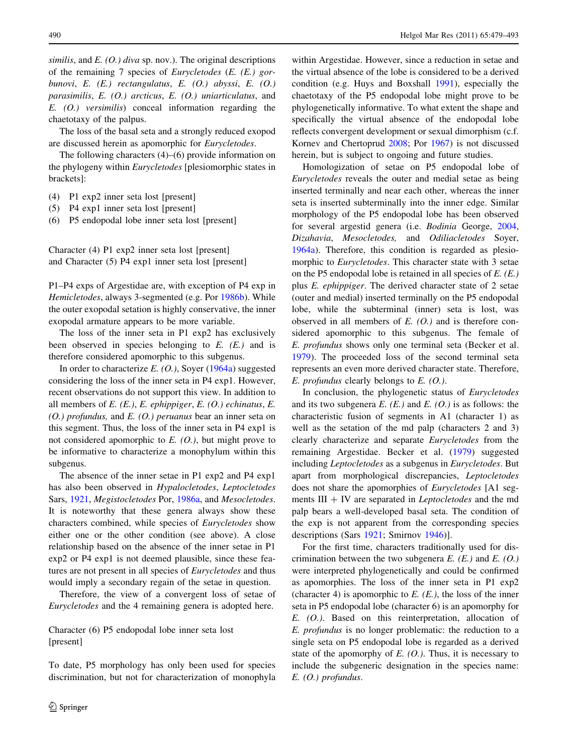*similis*, and *E. (O.) diva* sp. nov.). The original descriptions of the remaining 7 species of *Eurycletodes* (*E. (E.) gorbunovi*, *E. (E.) rectangulatus*, *E. (O.) abyssi*, *E. (O.) parasimilis*, *E. (O.) arcticus*, *E. (O.) uniarticulatus*, and *E. (O.) versimilis*) conceal information regarding the chaetotaxy of the palpus.

The loss of the basal seta and a strongly reduced exopod are discussed herein as apomorphic for *Eurycletodes*.

The following characters (4)–(6) provide information on the phylogeny within *Eurycletodes* [plesiomorphic states in brackets]:

(4) P1 exp2 inner seta lost [present]
(5) P4 exp1 inner seta lost [present]
(6) P5 endopodal lobe inner seta lost [present]

Character (4) P1 exp2 inner seta lost [present]
and Character (5) P4 exp1 inner seta lost [present]

P1–P4 exps of Argestidae are, with exception of P4 exp in *Hemicletodes*, always 3-segmented (e.g. Por 1986b). While the outer exopodal setation is highly conservative, the inner exopodal armature appears to be more variable.

The loss of the inner seta in P1 exp2 has exclusively been observed in species belonging to *E. (E.)* and is therefore considered apomorphic to this subgenus.

In order to characterize *E. (O.)*, Soyer (1964a) suggested considering the loss of the inner seta in P4 exp1. However, recent observations do not support this view. In addition to all members of *E. (E.)*, *E. ephippiger*, *E. (O.) echinatus*, *E. (O.) profundus,* and *E. (O.) peruanus* bear an inner seta on this segment. Thus, the loss of the inner seta in P4 exp1 is not considered apomorphic to *E. (O.)*, but might prove to be informative to characterize a monophylum within this subgenus.

The absence of the inner setae in P1 exp2 and P4 exp1 has also been observed in *Hypalocletodes*, *Leptocletodes* Sars, 1921, *Megistocletodes* Por, 1986a, and *Mesocletodes*. It is noteworthy that these genera always show these characters combined, while species of *Eurycletodes* show either one or the other condition (see above). A close relationship based on the absence of the inner setae in P1 exp2 or P4 exp1 is not deemed plausible, since these features are not present in all species of *Eurycletodes* and thus would imply a secondary regain of the setae in question.

Therefore, the view of a convergent loss of setae of *Eurycletodes* and the 4 remaining genera is adopted here.

Character (6) P5 endopodal lobe inner seta lost [present]

To date, P5 morphology has only been used for species discrimination, but not for characterization of monophyla within Argestidae. However, since a reduction in setae and the virtual absence of the lobe is considered to be a derived condition (e.g. Huys and Boxshall 1991), especially the chaetotaxy of the P5 endopodal lobe might prove to be phylogenetically informative. To what extent the shape and specifically the virtual absence of the endopodal lobe reflects convergent development or sexual dimorphism (c.f. Kornev and Chertoprud 2008; Por 1967) is not discussed herein, but is subject to ongoing and future studies.

Homologization of setae on P5 endopodal lobe of *Eurycletodes* reveals the outer and medial setae as being inserted terminally and near each other, whereas the inner seta is inserted subterminally into the inner edge. Similar morphology of the P5 endopodal lobe has been observed for several argestid genera (i.e. *Bodinia* George, 2004, *Dizahavia*, *Mesocletodes,* and *Odiliacletodes* Soyer, 1964a). Therefore, this condition is regarded as plesiomorphic to *Eurycletodes*. This character state with 3 setae on the P5 endopodal lobe is retained in all species of *E. (E.)* plus *E. ephippiger*. The derived character state of 2 setae (outer and medial) inserted terminally on the P5 endopodal lobe, while the subterminal (inner) seta is lost, was observed in all members of *E. (O.)* and is therefore considered apomorphic to this subgenus. The female of *E. profundus* shows only one terminal seta (Becker et al. 1979). The proceeded loss of the second terminal seta represents an even more derived character state. Therefore, *E. profundus* clearly belongs to *E. (O.)*.

In conclusion, the phylogenetic status of *Eurycletodes* and its two subgenera *E. (E.)* and *E. (O.)* is as follows: the characteristic fusion of segments in A1 (character 1) as well as the setation of the md palp (characters 2 and 3) clearly characterize and separate *Eurycletodes* from the remaining Argestidae. Becker et al. (1979) suggested including *Leptocletodes* as a subgenus in *Eurycletodes*. But apart from morphological discrepancies, *Leptocletodes* does not share the apomorphies of *Eurycletodes* [A1 segments III + IV are separated in *Leptocletodes* and the md palp bears a well-developed basal seta. The condition of the exp is not apparent from the corresponding species descriptions (Sars 1921; Smirnov 1946)].

For the first time, characters traditionally used for discrimination between the two subgenera *E. (E.)* and *E. (O.)* were interpreted phylogenetically and could be confirmed as apomorphies. The loss of the inner seta in P1 exp2 (character 4) is apomorphic to *E. (E.)*, the loss of the inner seta in P5 endopodal lobe (character 6) is an apomorphy for *E. (O.)*. Based on this reinterpretation, allocation of *E. profundus* is no longer problematic: the reduction to a single seta on P5 endopodal lobe is regarded as a derived state of the apomorphy of *E. (O.)*. Thus, it is necessary to include the subgeneric designation in the species name: *E. (O.) profundus*.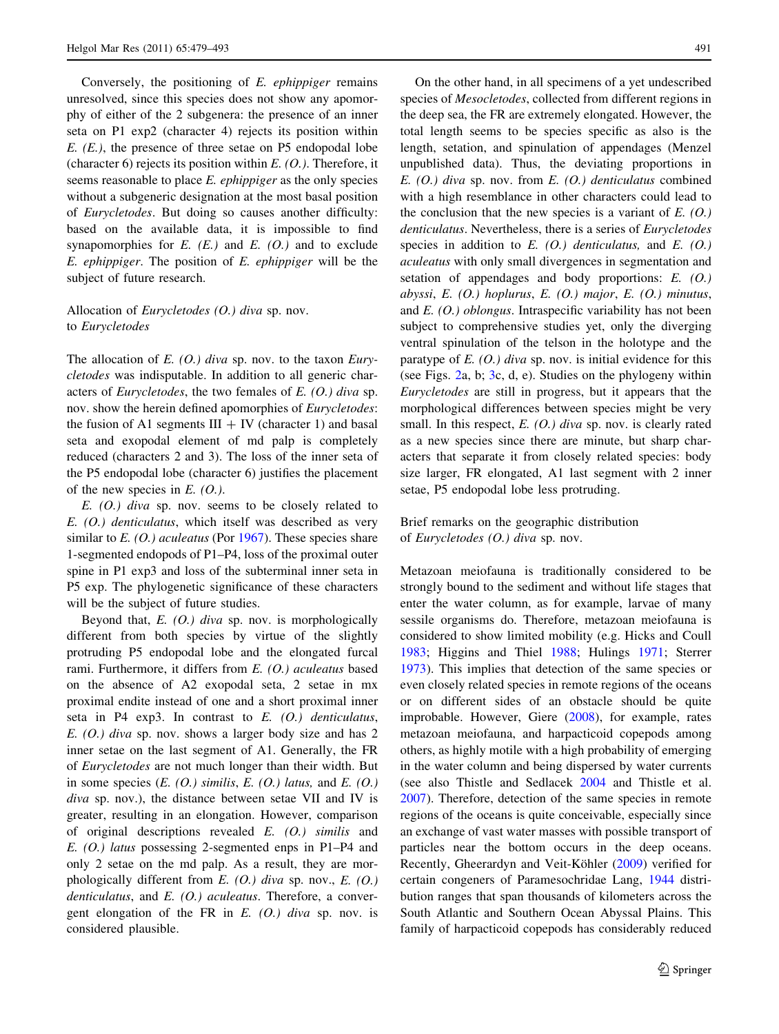Conversely, the positioning of *E. ephippiger* remains unresolved, since this species does not show any apomorphy of either of the 2 subgenera: the presence of an inner seta on P1 exp2 (character 4) rejects its position within *E. (E.)*, the presence of three setae on P5 endopodal lobe (character 6) rejects its position within *E. (O.)*. Therefore, it seems reasonable to place *E. ephippiger* as the only species without a subgeneric designation at the most basal position of *Eurycletodes*. But doing so causes another difficulty: based on the available data, it is impossible to find synapomorphies for *E. (E.)* and *E. (O.)* and to exclude *E. ephippiger*. The position of *E. ephippiger* will be the subject of future research.

## Allocation of *Eurycletodes (O.) diva* sp. nov. to *Eurycletodes*

The allocation of *E. (O.) diva* sp. nov. to the taxon *Eurycletodes* was indisputable. In addition to all generic characters of *Eurycletodes*, the two females of *E. (O.) diva* sp. nov. show the herein defined apomorphies of *Eurycletodes*: the fusion of A1 segments III + IV (character 1) and basal seta and exopodal element of md palp is completely reduced (characters 2 and 3). The loss of the inner seta of the P5 endopodal lobe (character 6) justifies the placement of the new species in *E. (O.)*.

*E. (O.) diva* sp. nov. seems to be closely related to *E. (O.) denticulatus*, which itself was described as very similar to *E. (O.) aculeatus* (Por 1967). These species share 1-segmented endopods of P1–P4, loss of the proximal outer spine in P1 exp3 and loss of the subterminal inner seta in P5 exp. The phylogenetic significance of these characters will be the subject of future studies.

Beyond that, *E. (O.) diva* sp. nov. is morphologically different from both species by virtue of the slightly protruding P5 endopodal lobe and the elongated furcal rami. Furthermore, it differs from *E. (O.) aculeatus* based on the absence of A2 exopodal seta, 2 setae in mx proximal endite instead of one and a short proximal inner seta in P4 exp3. In contrast to *E. (O.) denticulatus*, *E. (O.) diva* sp. nov. shows a larger body size and has 2 inner setae on the last segment of A1. Generally, the FR of *Eurycletodes* are not much longer than their width. But in some species (*E. (O.) similis*, *E. (O.) latus,* and *E. (O.) diva* sp. nov.), the distance between setae VII and IV is greater, resulting in an elongation. However, comparison of original descriptions revealed *E. (O.) similis* and *E. (O.) latus* possessing 2-segmented enps in P1–P4 and only 2 setae on the md palp. As a result, they are morphologically different from *E. (O.) diva* sp. nov., *E. (O.) denticulatus*, and *E. (O.) aculeatus*. Therefore, a convergent elongation of the FR in *E. (O.) diva* sp. nov. is considered plausible.

On the other hand, in all specimens of a yet undescribed species of *Mesocletodes*, collected from different regions in the deep sea, the FR are extremely elongated. However, the total length seems to be species specific as also is the length, setation, and spinulation of appendages (Menzel unpublished data). Thus, the deviating proportions in *E. (O.) diva* sp. nov. from *E. (O.) denticulatus* combined with a high resemblance in other characters could lead to the conclusion that the new species is a variant of *E. (O.) denticulatus*. Nevertheless, there is a series of *Eurycletodes* species in addition to *E. (O.) denticulatus,* and *E. (O.) aculeatus* with only small divergences in segmentation and setation of appendages and body proportions: *E. (O.) abyssi*, *E. (O.) hoplurus*, *E. (O.) major*, *E. (O.) minutus*, and *E. (O.) oblongus*. Intraspecific variability has not been subject to comprehensive studies yet, only the diverging ventral spinulation of the telson in the holotype and the paratype of *E. (O.) diva* sp. nov. is initial evidence for this (see Figs. 2a, b; 3c, d, e). Studies on the phylogeny within *Eurycletodes* are still in progress, but it appears that the morphological differences between species might be very small. In this respect, *E. (O.) diva* sp. nov. is clearly rated as a new species since there are minute, but sharp characters that separate it from closely related species: body size larger, FR elongated, A1 last segment with 2 inner setae, P5 endopodal lobe less protruding.

## Brief remarks on the geographic distribution of *Eurycletodes (O.) diva* sp. nov.

Metazoan meiofauna is traditionally considered to be strongly bound to the sediment and without life stages that enter the water column, as for example, larvae of many sessile organisms do. Therefore, metazoan meiofauna is considered to show limited mobility (e.g. Hicks and Coull 1983; Higgins and Thiel 1988; Hulings 1971; Sterrer 1973). This implies that detection of the same species or even closely related species in remote regions of the oceans or on different sides of an obstacle should be quite improbable. However, Giere (2008), for example, rates metazoan meiofauna, and harpacticoid copepods among others, as highly motile with a high probability of emerging in the water column and being dispersed by water currents (see also Thistle and Sedlacek 2004 and Thistle et al. 2007). Therefore, detection of the same species in remote regions of the oceans is quite conceivable, especially since an exchange of vast water masses with possible transport of particles near the bottom occurs in the deep oceans. Recently, Gheerardyn and Veit-Köhler (2009) verified for certain congeners of Paramesochridae Lang, 1944 distribution ranges that span thousands of kilometers across the South Atlantic and Southern Ocean Abyssal Plains. This family of harpacticoid copepods has considerably reduced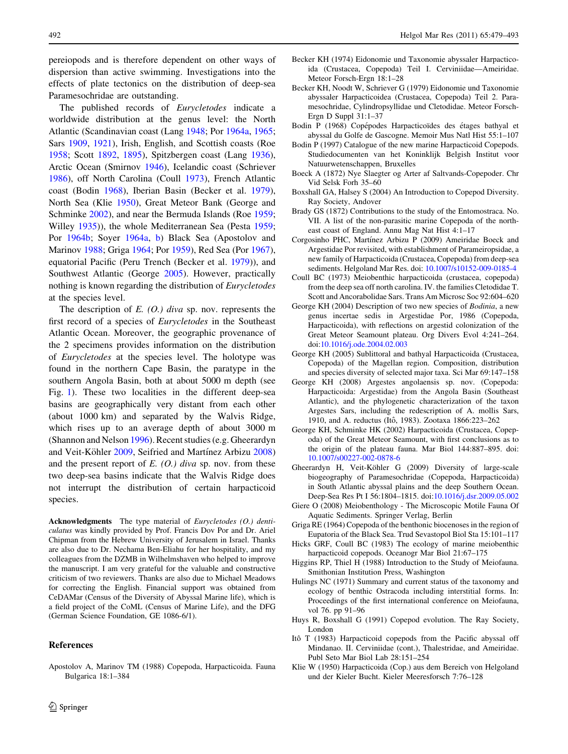pereiopods and is therefore dependent on other ways of dispersion than active swimming. Investigations into the effects of plate tectonics on the distribution of deep-sea Paramesochridae are outstanding.

The published records of *Eurycletodes* indicate a worldwide distribution at the genus level: the North Atlantic (Scandinavian coast (Lang 1948; Por 1964a, 1965; Sars 1909, 1921), Irish, English, and Scottish coasts (Roe 1958; Scott 1892, 1895), Spitzbergen coast (Lang 1936), Arctic Ocean (Smirnov 1946), Icelandic coast (Schriever 1986), off North Carolina (Coull 1973), French Atlantic coast (Bodin 1968), Iberian Basin (Becker et al. 1979), North Sea (Klie 1950), Great Meteor Bank (George and Schminke 2002), and near the Bermuda Islands (Roe 1959; Willey 1935)), the whole Mediterranean Sea (Pesta 1959; Por 1964b; Soyer 1964a, b) Black Sea (Apostolov and Marinov 1988; Griga 1964; Por 1959), Red Sea (Por 1967), equatorial Pacific (Peru Trench (Becker et al. 1979)), and Southwest Atlantic (George 2005). However, practically nothing is known regarding the distribution of *Eurycletodes* at the species level.

The description of *E. (O.) diva* sp. nov. represents the first record of a species of *Eurycletodes* in the Southeast Atlantic Ocean. Moreover, the geographic provenance of the 2 specimens provides information on the distribution of *Eurycletodes* at the species level. The holotype was found in the northern Cape Basin, the paratype in the southern Angola Basin, both at about 5000 m depth (see Fig. 1). These two localities in the different deep-sea basins are geographically very distant from each other (about 1000 km) and separated by the Walvis Ridge, which rises up to an average depth of about 3000 m (Shannon and Nelson 1996). Recent studies (e.g. Gheerardyn and Veit-Köhler 2009, Seifried and Martínez Arbizu 2008) and the present report of *E. (O.) diva* sp. nov. from these two deep-sea basins indicate that the Walvis Ridge does not interrupt the distribution of certain harpacticoid species.

**Acknowledgments** The type material of *Eurycletodes (O.) denticulatus* was kindly provided by Prof. Francis Dov Por and Dr. Ariel Chipman from the Hebrew University of Jerusalem in Israel. Thanks are also due to Dr. Nechama Ben-Eliahu for her hospitality, and my colleagues from the DZMB in Wilhelmshaven who helped to improve the manuscript. I am very grateful for the valuable and constructive criticism of two reviewers. Thanks are also due to Michael Meadows for correcting the English. Financial support was obtained from CeDAMar (Census of the Diversity of Abyssal Marine life), which is a field project of the CoML (Census of Marine Life), and the DFG (German Science Foundation, GE 1086-6/1).

## References

Apostolov A, Marinov TM (1988) Copepoda, Harpacticoida. Fauna Bulgarica 18:1–384

Becker KH (1974) Eidonomie und Taxonomie abyssaler Harpacticoida (Crustacea, Copepoda) Teil I. Cerviniidae—Ameiridae. Meteor Forsch-Ergn 18:1–28

Becker KH, Noodt W, Schriever G (1979) Eidonomie und Taxonomie abyssaler Harpacticoidea (Crustacea, Copepoda) Teil 2. Paramesochridae, Cylindropsyllidae und Cletodidae. Meteor Forsch-Ergn D Suppl 31:1–37

Bodin P (1968) Copépodes Harpacticoïdes des étages bathyal et abyssal du Golfe de Gascogne. Memoir Mus Natl Hist 55:1–107

Bodin P (1997) Catalogue of the new marine Harpacticoid Copepods. Studiedocumenten van het Koninklijk Belgisch Institut voor Natuurwetenschappen, Bruxelles

Boeck A (1872) Nye Slaegter og Arter af Saltvands-Copepoder. Chr Vid Selsk Forh 35–60

Boxshall GA, Halsey S (2004) An Introduction to Copepod Diversity. Ray Society, Andover

Brady GS (1872) Contributions to the study of the Entomostraca. No. VII. A list of the non-parasitic marine Copepoda of the north-east coast of England. Annu Mag Nat Hist 4:1–17

Corgosinho PHC, Martínez Arbizu P (2009) Ameiridae Boeck and Argestidae Por revisited, with establishment of Parameiropsidae, a new family of Harpacticoida (Crustacea, Copepoda) from deep-sea sediments. Helgoland Mar Res. doi: 10.1007/s10152-009-0185-4

Coull BC (1973) Meiobenthic harpacticoida (crustacea, copepoda) from the deep sea off north carolina. IV. the families Cletodidae T. Scott and Ancorabolidae Sars. Trans Am Microsc Soc 92:604–620

George KH (2004) Description of two new species of *Bodinia*, a new genus incertae sedis in Argestidae Por, 1986 (Copepoda, Harpacticoida), with reflections on argestid colonization of the Great Meteor Seamount plateau. Org Divers Evol 4:241–264. doi:10.1016/j.ode.2004.02.003

George KH (2005) Sublittoral and bathyal Harpacticoida (Crustacea, Copepoda) of the Magellan region. Composition, distribution and species diversity of selected major taxa. Sci Mar 69:147–158

George KH (2008) Argestes angolaensis sp. nov. (Copepoda: Harpacticoida: Argestidae) from the Angola Basin (Southeast Atlantic), and the phylogenetic characterization of the taxon Argestes Sars, including the redescription of A. mollis Sars, 1910, and A. reductus (Itô, 1983). Zootaxa 1866:223–262

George KH, Schminke HK (2002) Harpacticoida (Crustacea, Copepoda) of the Great Meteor Seamount, with first conclusions as to the origin of the plateau fauna. Mar Biol 144:887–895. doi: 10.1007/s00227-002-0878-6

Gheerardyn H, Veit-Köhler G (2009) Diversity of large-scale biogeography of Paramesochridae (Copepoda, Harpacticoida) in South Atlantic abyssal plains and the deep Southern Ocean. Deep-Sea Res Pt I 56:1804–1815. doi:10.1016/j.dsr.2009.05.002

Giere O (2008) Meiobenthology - The Microscopic Motile Fauna Of Aquatic Sediments. Springer Verlag, Berlin

Griga RE (1964) Copepoda of the benthonic biocenoses in the region of Eupatoria of the Black Sea. Trud Sevastopol Biol Sta 15:101–117

Hicks GRF, Coull BC (1983) The ecology of marine meiobenthic harpacticoid copepods. Oceanogr Mar Biol 21:67–175

Higgins RP, Thiel H (1988) Introduction to the Study of Meiofauna. Smithonian Institution Press, Washington

Hulings NC (1971) Summary and current status of the taxonomy and ecology of benthic Ostracoda including interstitial forms. In: Proceedings of the first international conference on Meiofauna, vol 76. pp 91–96

Huys R, Boxshall G (1991) Copepod evolution. The Ray Society, London

Itô T (1983) Harpacticoid copepods from the Pacific abyssal off Mindanao. II. Cerviniidae (cont.), Thalestridae, and Ameiridae. Publ Seto Mar Biol Lab 28:151–254

Klie W (1950) Harpacticoida (Cop.) aus dem Bereich von Helgoland und der Kieler Bucht. Kieler Meeresforsch 7:76–128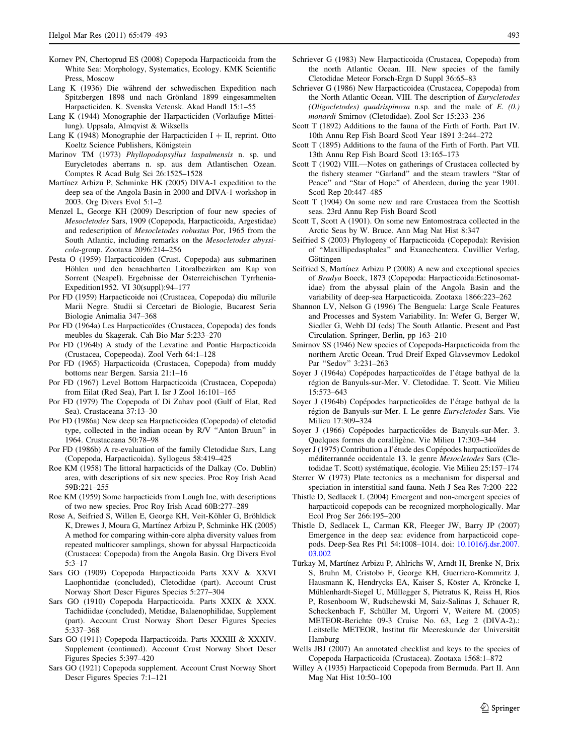Kornev PN, Chertoprud ES (2008) Copepoda Harpacticoida from the White Sea: Morphology, Systematics, Ecology. KMK Scientific Press, Moscow

Lang K (1936) Die während der schwedischen Expedition nach Spitzbergen 1898 und nach Grönland 1899 eingesammelten Harpacticiden. K. Svenska Vetensk. Akad Handl 15:1–55

Lang K (1944) Monographie der Harpacticiden (Vorläufige Mitteilung). Uppsala, Almqvist & Wiksells

Lang K (1948) Monographie der Harpacticiden I + II, reprint. Otto Koeltz Science Publishers, Königstein

Marinov TM (1973) *Phyllopodopsyllus laspalmensis* n. sp. und Eurycletodes aberrans n. sp. aus dem Atlantischen Ozean. Comptes R Acad Bulg Sci 26:1525–1528

Martínez Arbizu P, Schminke HK (2005) DIVA-1 expedition to the deep sea of the Angola Basin in 2000 and DIVA-1 workshop in 2003. Org Divers Evol 5:1–2

Menzel L, George KH (2009) Description of four new species of *Mesocletodes* Sars, 1909 (Copepoda, Harpacticoida, Argestidae) and redescription of *Mesocletodes robustus* Por, 1965 from the South Atlantic, including remarks on the *Mesocletodes abyssicola*-group. Zootaxa 2096:214–256

Pesta O (1959) Harpacticoiden (Crust. Copepoda) aus submarinen Höhlen und den benachbarten Litoralbezirken am Kap von Sorrent (Neapel). Ergebnisse der Österreichischen Tyrrhenia-Expedition1952. VI 30(suppl):94–177

Por FD (1959) Harpacticoide noi (Crustacea, Copepoda) diu mîlurile Marii Negre. Studii si Cercetari de Biologie, Bucarest Seria Biologie Animalia 347–368

Por FD (1964a) Les Harpacticoïdes (Crustacea, Copepoda) des fonds meubles du Skagerak. Cah Bio Mar 5:233–270

Por FD (1964b) A study of the Levatine and Pontic Harpacticoida (Crustacea, Copepeoda). Zool Verh 64:1–128

Por FD (1965) Harpacticoida (Crustacea, Copepoda) from muddy bottoms near Bergen. Sarsia 21:1–16

Por FD (1967) Level Bottom Harpacticoida (Crustacea, Copepoda) from Eilat (Red Sea), Part I. Isr J Zool 16:101–165

Por FD (1979) The Copepoda of Di Zahav pool (Gulf of Elat, Red Sea). Crustaceana 37:13–30

Por FD (1986a) New deep sea Harpacticoidea (Copepoda) of cletodid type, collected in the indian ocean by R/V "Anton Bruun" in 1964. Crustaceana 50:78–98

Por FD (1986b) A re-evaluation of the family Cletodidae Sars, Lang (Copepoda, Harpacticoida). Syllogeus 58:419–425

Roe KM (1958) The littoral harpacticids of the Dalkay (Co. Dublin) area, with descriptions of six new species. Proc Roy Irish Acad 59B:221–255

Roe KM (1959) Some harpacticids from Lough Ine, with descriptions of two new species. Proc Roy Irish Acad 60B:277–289

Rose A, Seifried S, Willen E, George KH, Veit-Köhler G, Bröhldick K, Drewes J, Moura G, Martínez Arbizu P, Schminke HK (2005) A method for comparing within-core alpha diversity values from repeated multicorer samplings, shown for abyssal Harpacticoida (Crustacea: Copepoda) from the Angola Basin. Org Divers Evol 5:3–17

Sars GO (1909) Copepoda Harpacticoida Parts XXV & XXVI Laophontidae (concluded), Cletodidae (part). Account Crust Norway Short Descr Figures Species 5:277–304

Sars GO (1910) Copepoda Harpacticoida. Parts XXIX & XXX. Tachidiidae (concluded), Metidae, Balaenophilidae, Supplement (part). Account Crust Norway Short Descr Figures Species 5:337–368

Sars GO (1911) Copepoda Harpacticoida. Parts XXXIII & XXXIV. Supplement (continued). Account Crust Norway Short Descr Figures Species 5:397–420

Sars GO (1921) Copepoda supplement. Account Crust Norway Short Descr Figures Species 7:1–121

Schriever G (1983) New Harpacticoida (Crustacea, Copepoda) from the north Atlantic Ocean. III. New species of the family Cletodidae Meteor Forsch-Ergn D Suppl 36:65–83

Schriever G (1986) New Harpacticoidea (Crustacea, Copepoda) from the North Atlantic Ocean. VIII. The description of *Eurycletodes (Oligocletodes) quadrispinosa* n.sp. and the male of *E. (O.) monardi* Smirnov (Cletodidae). Zool Scr 15:233–236

Scott T (1892) Additions to the fauna of the Firth of Forth. Part IV. 10th Annu Rep Fish Board Scotl Year 1891 3:244–272

Scott T (1895) Additions to the fauna of the Firth of Forth. Part VII. 13th Annu Rep Fish Board Scotl 13:165–173

Scott T (1902) VIII.—Notes on gatherings of Crustacea collected by the fishery steamer "Garland" and the steam trawlers "Star of Peace" and "Star of Hope" of Aberdeen, during the year 1901. Scotl Rep 20:447–485

Scott T (1904) On some new and rare Crustacea from the Scottish seas. 23rd Annu Rep Fish Board Scotl

Scott T, Scott A (1901). On some new Entomostraca collected in the Arctic Seas by W. Bruce. Ann Mag Nat Hist 8:347

Seifried S (2003) Phylogeny of Harpacticoida (Copepoda): Revision of "Maxillipedasphalea" and Exanechentera. Cuvillier Verlag, Göttingen

Seifried S, Martínez Arbizu P (2008) A new and exceptional species of *Bradya* Boeck, 1873 (Copepoda: Harpacticoida:Ectinosomatidae) from the abyssal plain of the Angola Basin and the variability of deep-sea Harpacticoida. Zootaxa 1866:223–262

Shannon LV, Nelson G (1996) The Benguela: Large Scale Features and Processes and System Variability. In: Wefer G, Berger W, Siedler G, Webb DJ (eds) The South Atlantic. Present and Past Circulation. Springer, Berlin, pp 163–210

Smirnov SS (1946) New species of Copepoda-Harpacticoida from the northern Arctic Ocean. Trud Dreif Exped Glavsevmov Ledokol Par "Sedov" 3:231–263

Soyer J (1964a) Copépodes harpacticoïdes de l'étage bathyal de la région de Banyuls-sur-Mer. V. Cletodidae. T. Scott. Vie Milieu 15:573–643

Soyer J (1964b) Copépodes harpacticoïdes de l'étage bathyal de la région de Banyuls-sur-Mer. I. Le genre *Eurycletodes* Sars. Vie Milieu 17:309–324

Soyer J (1966) Copépodes harpacticoïdes de Banyuls-sur-Mer. 3. Quelques formes du coralligène. Vie Milieu 17:303–344

Soyer J (1975) Contribution a l'étude des Copépodes harpacticoïdes de méditerrannée occidentale 13. le genre *Mesocletodes* Sars (Cletodidae T. Scott) systématique, écologie. Vie Milieu 25:157–174

Sterrer W (1973) Plate tectonics as a mechanism for dispersal and speciation in interstitial sand fauna. Neth J Sea Res 7:200–222

Thistle D, Sedlacek L (2004) Emergent and non-emergent species of harpacticoid copepods can be recognized morphologically. Mar Ecol Prog Ser 266:195–200

Thistle D, Sedlacek L, Carman KR, Fleeger JW, Barry JP (2007) Emergence in the deep sea: evidence from harpacticoid copepods. Deep-Sea Res Pt1 54:1008–1014. doi: 10.1016/j.dsr.2007.03.002

Türkay M, Martínez Arbizu P, Ahlrichs W, Arndt H, Brenke N, Brix S, Bruhn M, Cristobo F, George KH, Guerriero-Kommritz J, Hausmann K, Hendrycks EA, Kaiser S, Köster A, Kröncke I, Mühlenhardt-Siegel U, Müllegger S, Pietratus K, Reiss H, Rios P, Rosenboom W, Rudschewski M, Saiz-Salinas J, Schauer R, Scheckenbach F, Schüller M, Urgorri V, Weitere M. (2005) METEOR-Berichte 09-3 Cruise No. 63, Leg 2 (DIVA-2).: Leitstelle METEOR, Institut für Meereskunde der Universität Hamburg

Wells JBJ (2007) An annotated checklist and keys to the species of Copepoda Harpacticoida (Crustacea). Zootaxa 1568:1–872

Willey A (1935) Harpacticoid Copepoda from Bermuda. Part II. Ann Mag Nat Hist 10:50–100